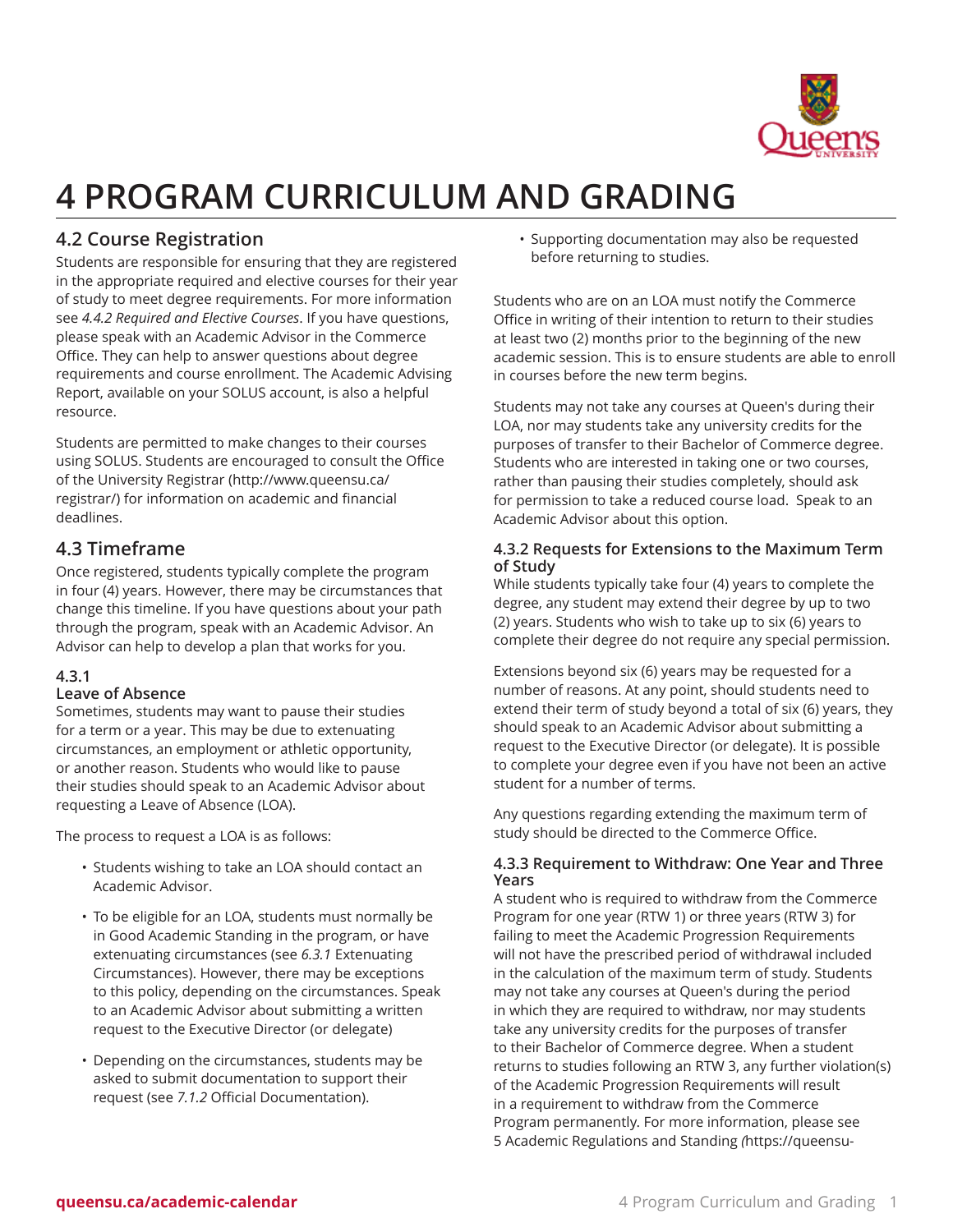# 4 PROGRAM CURRICULUM AND GRADING

## 4.2 Course Registration

Students are responsible for ensuring that they are registered in the appropriate required and elective courses for their year of study to meet degree requirements. For more information see *4.4.2 Required and Elective Courses*. If you have questions, please speak with an Academic Advisor in the Commerce Office. They can help to answer questions about degree requirements and course enrollment. The Academic Advising Report, available on your SOLUS account, is also a helpful resource.

Students are permitted to make changes to their courses using SOLUS. Students are encouraged to consult the Office of the University Registrar (http://www.queensu.ca/registrar/) for information on academic and financial deadlines.

## 4.3 Timeframe

Once registered, students typically complete the program in four (4) years. However, there may be circumstances that change this timeline. If you have questions about your path through the program, speak with an Academic Advisor. An Advisor can help to develop a plan that works for you.

### 4.3.1 Leave of Absence

Sometimes, students may want to pause their studies for a term or a year. This may be due to extenuating circumstances, an employment or athletic opportunity, or another reason. Students who would like to pause their studies should speak to an Academic Advisor about requesting a Leave of Absence (LOA).

The process to request a LOA is as follows:

- Students wishing to take an LOA should contact an Academic Advisor.
- To be eligible for an LOA, students must normally be in Good Academic Standing in the program, or have extenuating circumstances (see *6.3.1* Extenuating Circumstances). However, there may be exceptions to this policy, depending on the circumstances. Speak to an Academic Advisor about submitting a written request to the Executive Director (or delegate)
- Depending on the circumstances, students may be asked to submit documentation to support their request (see *7.1.2* Official Documentation).
- Supporting documentation may also be requested before returning to studies.

Students who are on an LOA must notify the Commerce Office in writing of their intention to return to their studies at least two (2) months prior to the beginning of the new academic session. This is to ensure students are able to enroll in courses before the new term begins.

Students may not take any courses at Queen's during their LOA, nor may students take any university credits for the purposes of transfer to their Bachelor of Commerce degree. Students who are interested in taking one or two courses, rather than pausing their studies completely, should ask for permission to take a reduced course load. Speak to an Academic Advisor about this option.

### 4.3.2 Requests for Extensions to the Maximum Term of Study

While students typically take four (4) years to complete the degree, any student may extend their degree by up to two (2) years. Students who wish to take up to six (6) years to complete their degree do not require any special permission.

Extensions beyond six (6) years may be requested for a number of reasons. At any point, should students need to extend their term of study beyond a total of six (6) years, they should speak to an Academic Advisor about submitting a request to the Executive Director (or delegate). It is possible to complete your degree even if you have not been an active student for a number of terms.

Any questions regarding extending the maximum term of study should be directed to the Commerce Office.

### 4.3.3 Requirement to Withdraw: One Year and Three Years

A student who is required to withdraw from the Commerce Program for one year (RTW 1) or three years (RTW 3) for failing to meet the Academic Progression Requirements will not have the prescribed period of withdrawal included in the calculation of the maximum term of study. Students may not take any courses at Queen's during the period in which they are required to withdraw, nor may students take any university credits for the purposes of transfer to their Bachelor of Commerce degree. When a student returns to studies following an RTW 3, any further violation(s) of the Academic Progression Requirements will result in a requirement to withdraw from the Commerce Program permanently. For more information, please see 5 Academic Regulations and Standing *(*https://queensu-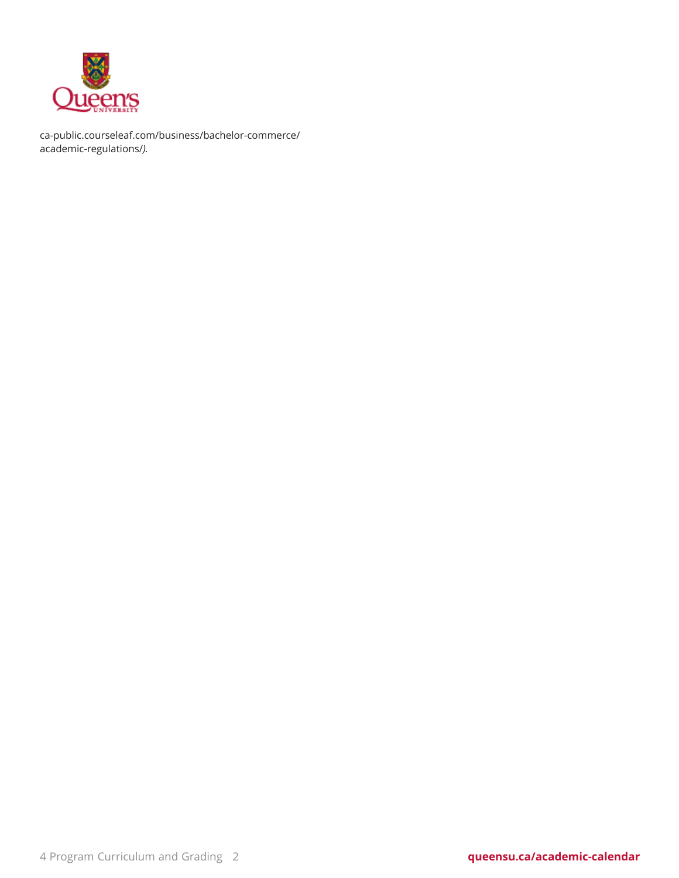ca-public.courseleaf.com/business/bachelor-commerce/academic-regulations/*)*.